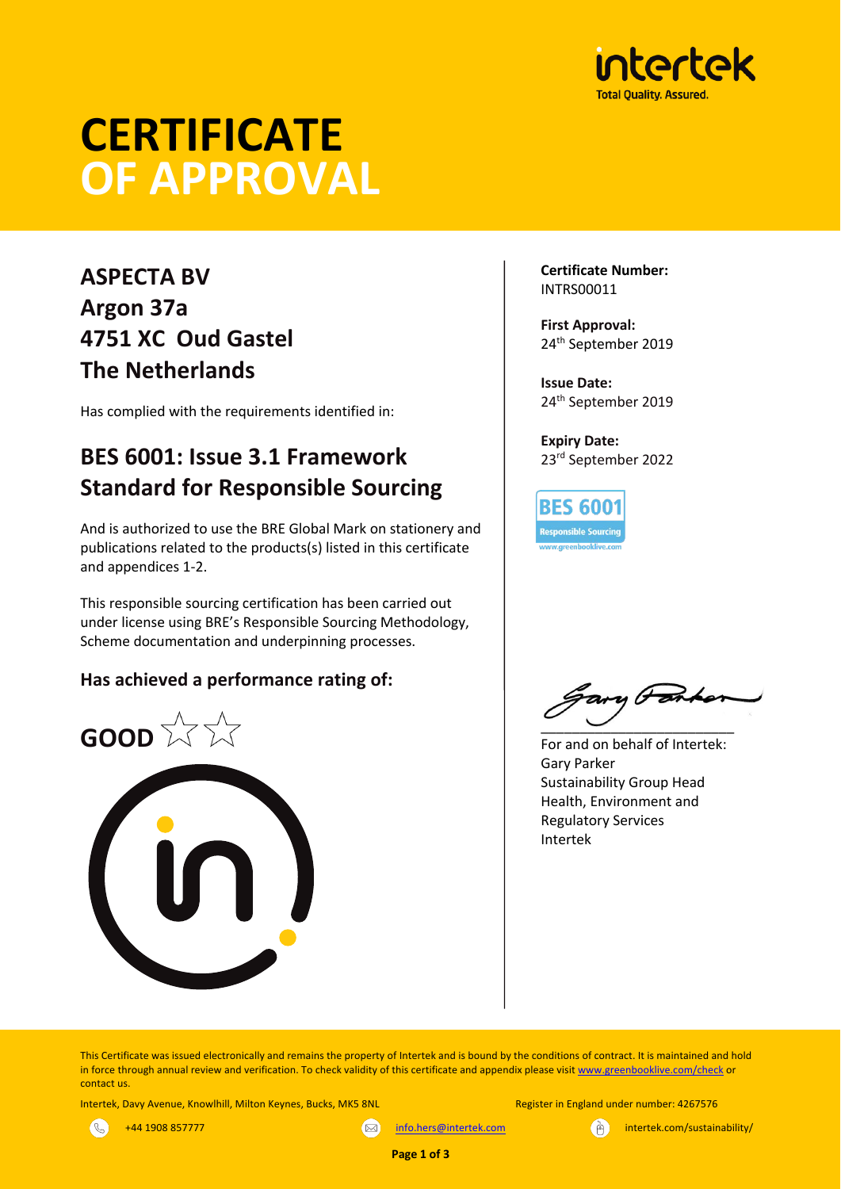# CERTIFICATE OF APPROVAL

## ASPECTA BV
## Argon 37a
## 4751 XC Oud Gastel
## The Netherlands

Has complied with the requirements identified in:

## BES 6001: Issue 3.1 Framework Standard for Responsible Sourcing

And is authorized to use the BRE Global Mark on stationery and publications related to the products(s) listed in this certificate and appendices 1-2.

This responsible sourcing certification has been carried out under license using BRE's Responsible Sourcing Methodology, Scheme documentation and underpinning processes.

### Has achieved a performance rating of:

**GOOD** ☆☆

**Certificate Number:**
INTRS00011

**First Approval:**
24th September 2019

**Issue Date:**
24th September 2019

**Expiry Date:**
23rd September 2022

BES 6001
Responsible Sourcing
www.greenbooklive.com

For and on behalf of Intertek:
Gary Parker
Sustainability Group Head
Health, Environment and Regulatory Services
Intertek

This Certificate was issued electronically and remains the property of Intertek and is bound by the conditions of contract. It is maintained and hold in force through annual review and verification. To check validity of this certificate and appendix please visit www.greenbooklive.com/check or contact us.

Intertek, Davy Avenue, Knowlhill, Milton Keynes, Bucks, MK5 8NL

Register in England under number: 4267576

+44 1908 857777

info.hers@intertek.com

intertek.com/sustainability/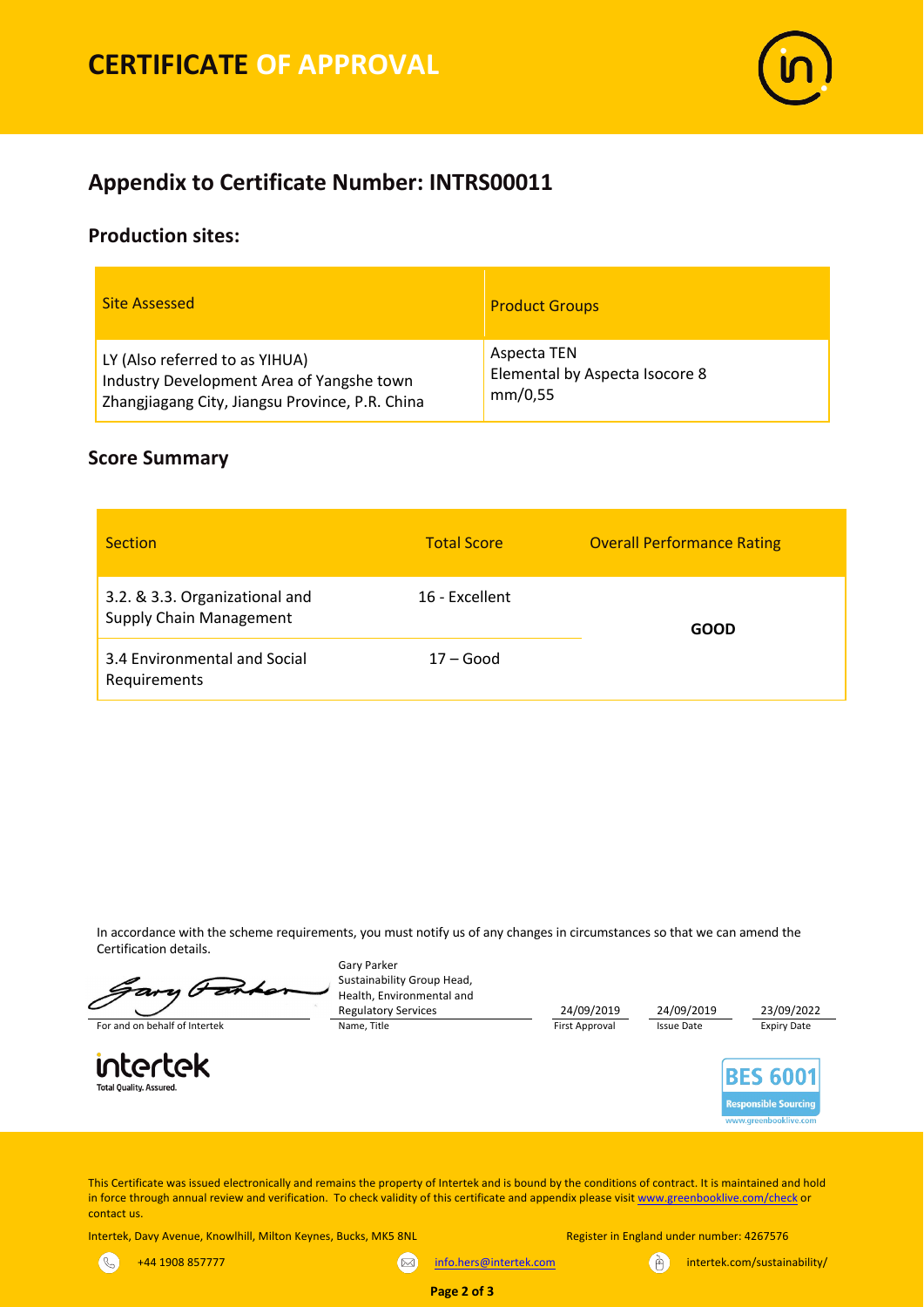# CERTIFICATE OF APPROVAL

## Appendix to Certificate Number: INTRS00011

### Production sites:

| Site Assessed | Product Groups |
|---|---|
| LY (Also referred to as YIHUA)<br>Industry Development Area of Yangshe town<br>Zhangjiagang City, Jiangsu Province, P.R. China | Aspecta TEN<br>Elemental by Aspecta Isocore 8 mm/0,55 |

### Score Summary

| Section | Total Score | Overall Performance Rating |
|---|---|---|
| 3.2. & 3.3. Organizational and Supply Chain Management | 16 - Excellent | **GOOD** |
| 3.4 Environmental and Social Requirements | 17 – Good | |

In accordance with the scheme requirements, you must notify us of any changes in circumstances so that we can amend the Certification details.

| For and on behalf of Intertek | Name, Title | First Approval | Issue Date | Expiry Date |
|---|---|---|---|---|
| | Gary Parker<br>Sustainability Group Head, Health, Environmental and Regulatory Services | 24/09/2019 | 24/09/2019 | 23/09/2022 |

intertek
Total Quality. Assured.

BES 6001
Responsible Sourcing
www.greenbooklive.com

This Certificate was issued electronically and remains the property of Intertek and is bound by the conditions of contract. It is maintained and hold in force through annual review and verification. To check validity of this certificate and appendix please visit www.greenbooklive.com/check or contact us.

Intertek, Davy Avenue, Knowlhill, Milton Keynes, Bucks, MK5 8NL

Register in England under number: 4267576

+44 1908 857777 | info.hers@intertek.com | intertek.com/sustainability/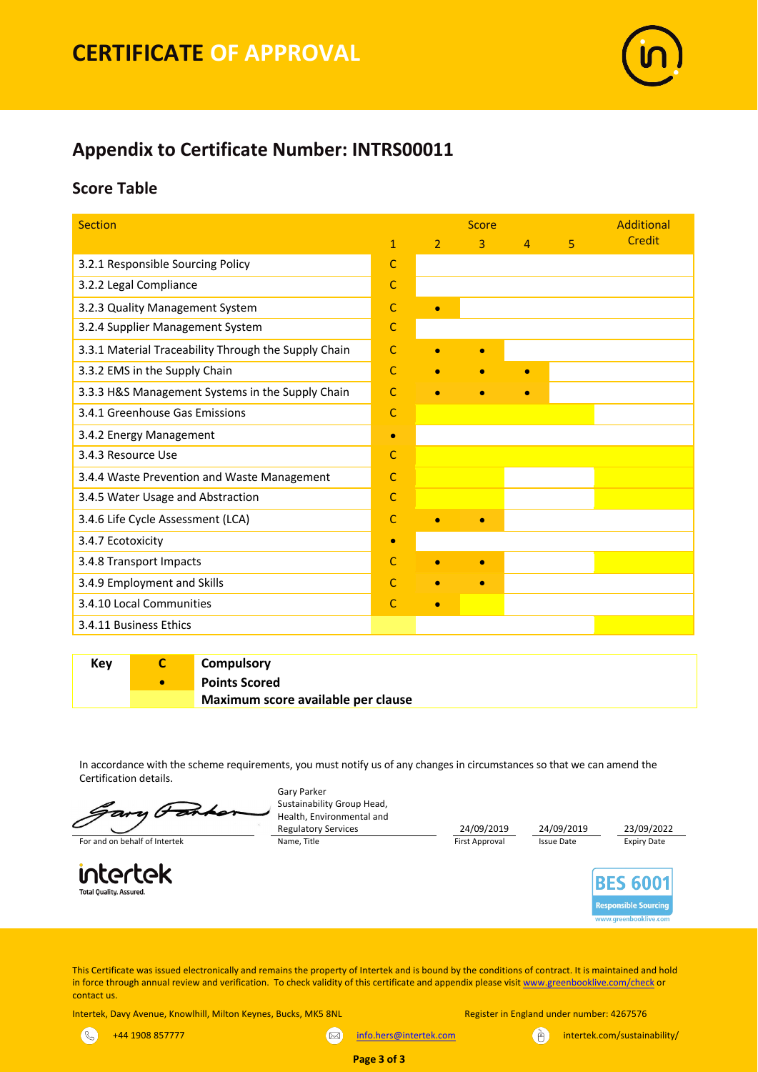# CERTIFICATE OF APPROVAL

## Appendix to Certificate Number: INTRS00011

### Score Table

| Section | Score 1 | 2 | 3 | 4 | 5 | Additional Credit |
|---|---|---|---|---|---|---|
| 3.2.1 Responsible Sourcing Policy | C | | | | | |
| 3.2.2 Legal Compliance | C | | | | | |
| 3.2.3 Quality Management System | C | • | | | | |
| 3.2.4 Supplier Management System | C | | | | | |
| 3.3.1 Material Traceability Through the Supply Chain | C | • | • | | | |
| 3.3.2 EMS in the Supply Chain | C | • | • | • | | |
| 3.3.3 H&S Management Systems in the Supply Chain | C | • | • | • | | |
| 3.4.1 Greenhouse Gas Emissions | C | | | | | |
| 3.4.2 Energy Management | • | | | | | |
| 3.4.3 Resource Use | C | | | | | |
| 3.4.4 Waste Prevention and Waste Management | C | | | | | |
| 3.4.5 Water Usage and Abstraction | C | | | | | |
| 3.4.6 Life Cycle Assessment (LCA) | C | • | • | | | |
| 3.4.7 Ecotoxicity | • | | | | | |
| 3.4.8 Transport Impacts | C | • | • | | | |
| 3.4.9 Employment and Skills | C | • | • | | | |
| 3.4.10 Local Communities | C | • | | | | |
| 3.4.11 Business Ethics | | | | | | |

| Key | | |
|---|---|---|
| | C | **Compulsory** |
| | • | **Points Scored** |
| | | **Maximum score available per clause** |

In accordance with the scheme requirements, you must notify us of any changes in circumstances so that we can amend the Certification details.

| For and on behalf of Intertek | Name, Title | First Approval | Issue Date | Expiry Date |
|---|---|---|---|---|
| | Gary Parker, Sustainability Group Head, Health, Environmental and Regulatory Services | 24/09/2019 | 24/09/2019 | 23/09/2022 |

intertek
Total Quality. Assured.

BES 6001
Responsible Sourcing
www.greenbooklive.com

This Certificate was issued electronically and remains the property of Intertek and is bound by the conditions of contract. It is maintained and hold in force through annual review and verification. To check validity of this certificate and appendix please visit www.greenbooklive.com/check or contact us.

Intertek, Davy Avenue, Knowlhill, Milton Keynes, Bucks, MK5 8NL

Register in England under number: 4267576

+44 1908 857777

info.hers@intertek.com

intertek.com/sustainability/